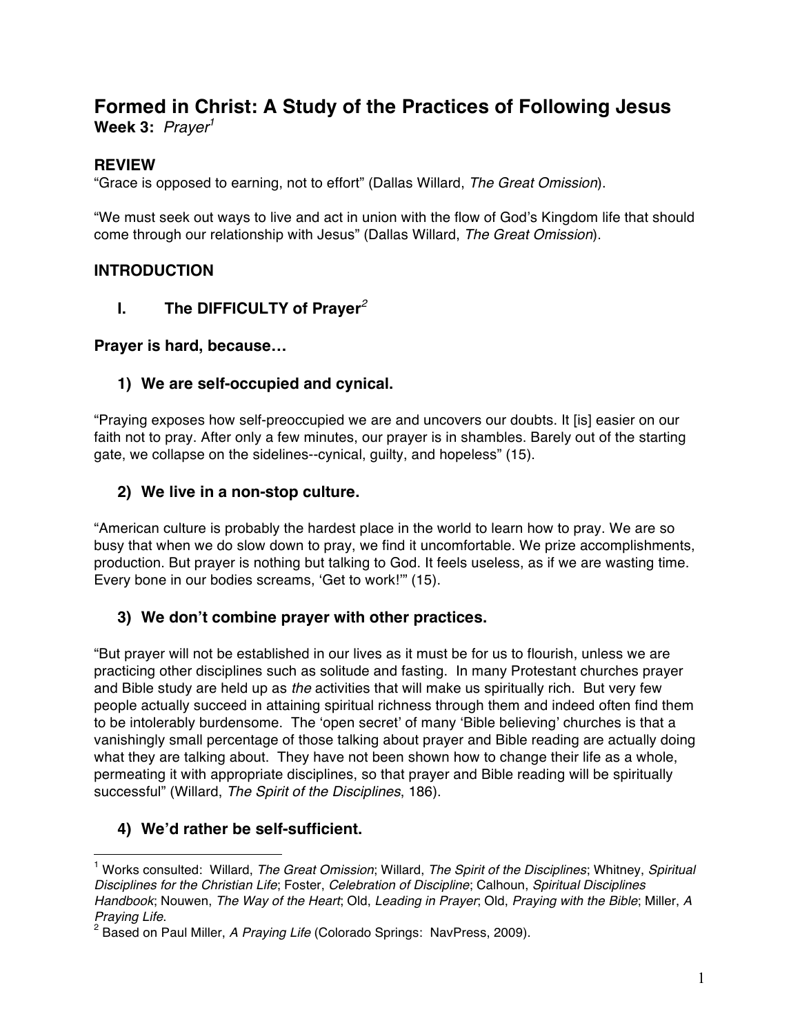# Formed in Christ: A Study of the Practices of Following Jesus

**Week 3:** *Prayer*[1]

## REVIEW

"Grace is opposed to earning, not to effort" (Dallas Willard, *The Great Omission*).

"We must seek out ways to live and act in union with the flow of God's Kingdom life that should come through our relationship with Jesus" (Dallas Willard, *The Great Omission*).

## INTRODUCTION

### I. The DIFFICULTY of Prayer[2]

**Prayer is hard, because…**

#### 1) We are self-occupied and cynical.

"Praying exposes how self-preoccupied we are and uncovers our doubts. It [is] easier on our faith not to pray. After only a few minutes, our prayer is in shambles. Barely out of the starting gate, we collapse on the sidelines--cynical, guilty, and hopeless" (15).

#### 2) We live in a non-stop culture.

"American culture is probably the hardest place in the world to learn how to pray. We are so busy that when we do slow down to pray, we find it uncomfortable. We prize accomplishments, production. But prayer is nothing but talking to God. It feels useless, as if we are wasting time. Every bone in our bodies screams, 'Get to work!'" (15).

#### 3) We don't combine prayer with other practices.

"But prayer will not be established in our lives as it must be for us to flourish, unless we are practicing other disciplines such as solitude and fasting. In many Protestant churches prayer and Bible study are held up as *the* activities that will make us spiritually rich. But very few people actually succeed in attaining spiritual richness through them and indeed often find them to be intolerably burdensome. The 'open secret' of many 'Bible believing' churches is that a vanishingly small percentage of those talking about prayer and Bible reading are actually doing what they are talking about. They have not been shown how to change their life as a whole, permeating it with appropriate disciplines, so that prayer and Bible reading will be spiritually successful" (Willard, *The Spirit of the Disciplines*, 186).

#### 4) We'd rather be self-sufficient.

---

[1] Works consulted: Willard, *The Great Omission*; Willard, *The Spirit of the Disciplines*; Whitney, *Spiritual Disciplines for the Christian Life*; Foster, *Celebration of Discipline*; Calhoun, *Spiritual Disciplines Handbook*; Nouwen, *The Way of the Heart*; Old, *Leading in Prayer*; Old, *Praying with the Bible*; Miller, *A Praying Life*.

[2] Based on Paul Miller, *A Praying Life* (Colorado Springs: NavPress, 2009).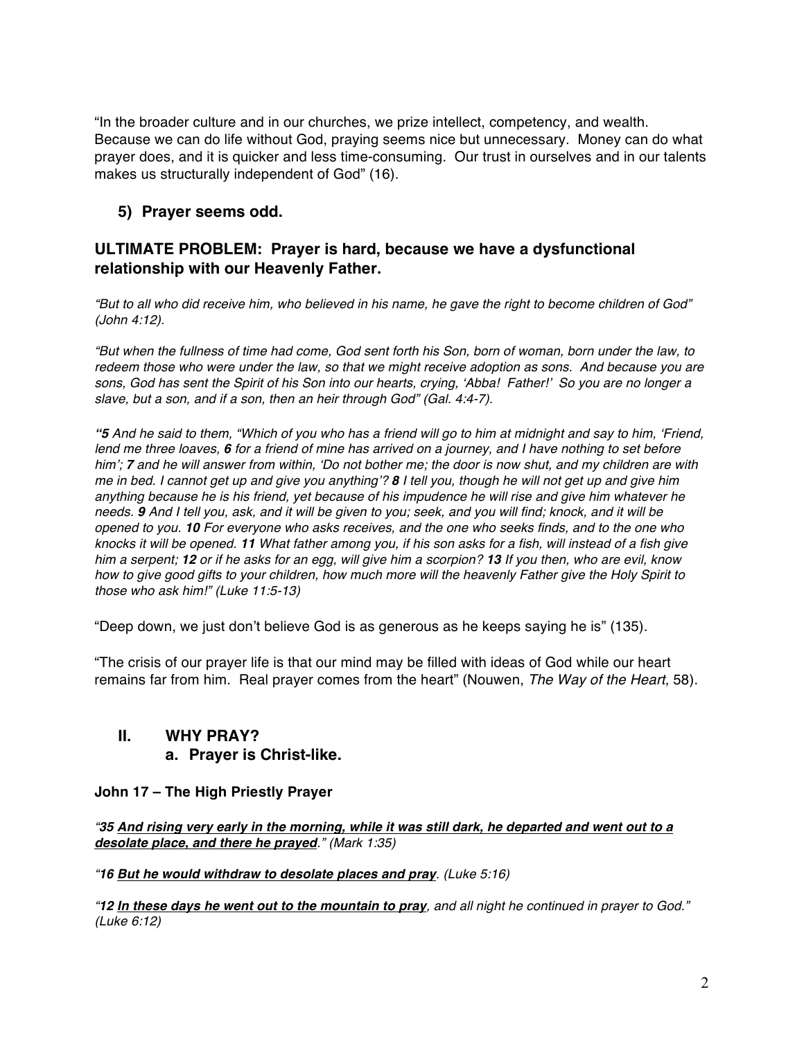"In the broader culture and in our churches, we prize intellect, competency, and wealth. Because we can do life without God, praying seems nice but unnecessary. Money can do what prayer does, and it is quicker and less time-consuming. Our trust in ourselves and in our talents makes us structurally independent of God" (16).

### 5) Prayer seems odd.

## ULTIMATE PROBLEM: Prayer is hard, because we have a dysfunctional relationship with our Heavenly Father.

*"But to all who did receive him, who believed in his name, he gave the right to become children of God" (John 4:12).*

*"But when the fullness of time had come, God sent forth his Son, born of woman, born under the law, to redeem those who were under the law, so that we might receive adoption as sons. And because you are sons, God has sent the Spirit of his Son into our hearts, crying, 'Abba! Father!' So you are no longer a slave, but a son, and if a son, then an heir through God" (Gal. 4:4-7).*

*"**5** And he said to them, "Which of you who has a friend will go to him at midnight and say to him, 'Friend, lend me three loaves, **6** for a friend of mine has arrived on a journey, and I have nothing to set before him'; **7** and he will answer from within, 'Do not bother me; the door is now shut, and my children are with me in bed. I cannot get up and give you anything'? **8** I tell you, though he will not get up and give him anything because he is his friend, yet because of his impudence he will rise and give him whatever he needs. **9** And I tell you, ask, and it will be given to you; seek, and you will find; knock, and it will be opened to you. **10** For everyone who asks receives, and the one who seeks finds, and to the one who knocks it will be opened. **11** What father among you, if his son asks for a fish, will instead of a fish give him a serpent; **12** or if he asks for an egg, will give him a scorpion? **13** If you then, who are evil, know how to give good gifts to your children, how much more will the heavenly Father give the Holy Spirit to those who ask him!" (Luke 11:5-13)*

"Deep down, we just don't believe God is as generous as he keeps saying he is" (135).

"The crisis of our prayer life is that our mind may be filled with ideas of God while our heart remains far from him. Real prayer comes from the heart" (Nouwen, *The Way of the Heart*, 58).

## II. WHY PRAY?

### a. Prayer is Christ-like.

**John 17 – The High Priestly Prayer**

*"**35 <u>And rising very early in the morning, while it was still dark, he departed and went out to a desolate place, and there he prayed</u>**." (Mark 1:35)*

*"**16 <u>But he would withdraw to desolate places and pray</u>**. (Luke 5:16)*

*"**12 <u>In these days he went out to the mountain to pray</u>**, and all night he continued in prayer to God." (Luke 6:12)*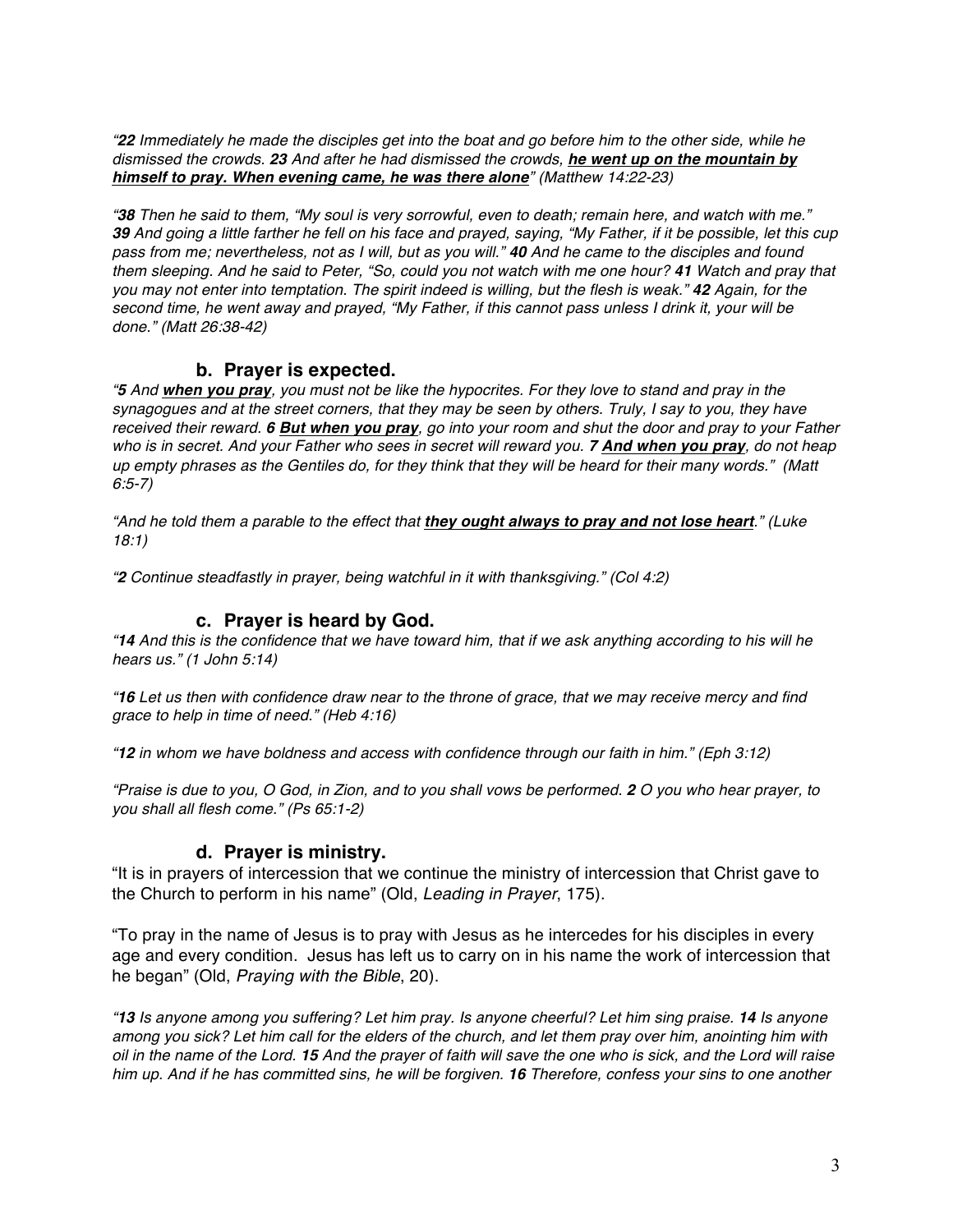*"**22** Immediately he made the disciples get into the boat and go before him to the other side, while he dismissed the crowds. **23** And after he had dismissed the crowds, **<u>he went up on the mountain by himself to pray. When evening came, he was there alone</u>**" (Matthew 14:22-23)*

*"**38** Then he said to them, "My soul is very sorrowful, even to death; remain here, and watch with me." **39** And going a little farther he fell on his face and prayed, saying, "My Father, if it be possible, let this cup pass from me; nevertheless, not as I will, but as you will." **40** And he came to the disciples and found them sleeping. And he said to Peter, "So, could you not watch with me one hour? **41** Watch and pray that you may not enter into temptation. The spirit indeed is willing, but the flesh is weak." **42** Again, for the second time, he went away and prayed, "My Father, if this cannot pass unless I drink it, your will be done." (Matt 26:38-42)*

### b. Prayer is expected.

*"**5** And **<u>when you pray</u>**, you must not be like the hypocrites. For they love to stand and pray in the synagogues and at the street corners, that they may be seen by others. Truly, I say to you, they have received their reward. **6 <u>But when you pray</u>**, go into your room and shut the door and pray to your Father who is in secret. And your Father who sees in secret will reward you. **7 <u>And when you pray</u>**, do not heap up empty phrases as the Gentiles do, for they think that they will be heard for their many words." (Matt 6:5-7)*

*"And he told them a parable to the effect that **<u>they ought always to pray and not lose heart</u>**." (Luke 18:1)*

*"**2** Continue steadfastly in prayer, being watchful in it with thanksgiving." (Col 4:2)*

### c. Prayer is heard by God.

*"**14** And this is the confidence that we have toward him, that if we ask anything according to his will he hears us." (1 John 5:14)*

*"**16** Let us then with confidence draw near to the throne of grace, that we may receive mercy and find grace to help in time of need." (Heb 4:16)*

*"**12** in whom we have boldness and access with confidence through our faith in him." (Eph 3:12)*

*"Praise is due to you, O God, in Zion, and to you shall vows be performed. **2** O you who hear prayer, to you shall all flesh come." (Ps 65:1-2)*

### d. Prayer is ministry.

"It is in prayers of intercession that we continue the ministry of intercession that Christ gave to the Church to perform in his name" (Old, *Leading in Prayer*, 175).

"To pray in the name of Jesus is to pray with Jesus as he intercedes for his disciples in every age and every condition. Jesus has left us to carry on in his name the work of intercession that he began" (Old, *Praying with the Bible*, 20).

*"**13** Is anyone among you suffering? Let him pray. Is anyone cheerful? Let him sing praise. **14** Is anyone among you sick? Let him call for the elders of the church, and let them pray over him, anointing him with oil in the name of the Lord. **15** And the prayer of faith will save the one who is sick, and the Lord will raise him up. And if he has committed sins, he will be forgiven. **16** Therefore, confess your sins to one another*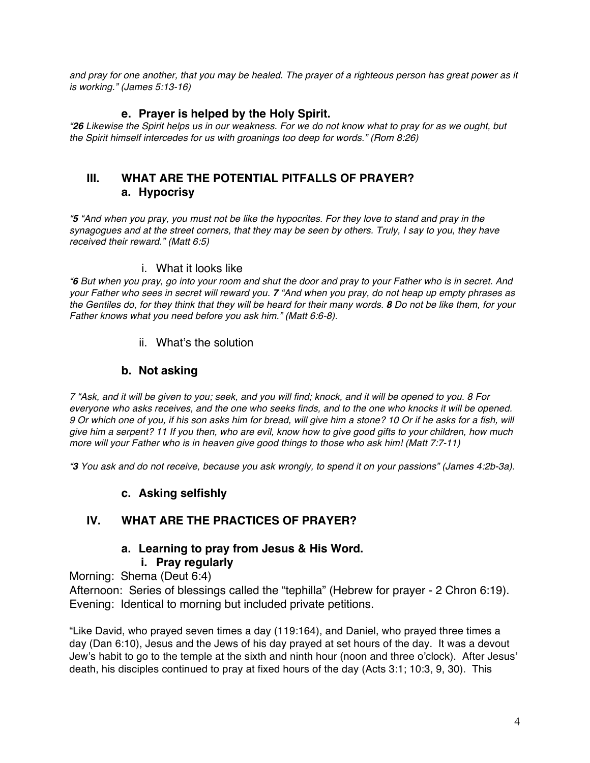*and pray for one another, that you may be healed. The prayer of a righteous person has great power as it is working." (James 5:13-16)*

### e. Prayer is helped by the Holy Spirit.

*"**26** Likewise the Spirit helps us in our weakness. For we do not know what to pray for as we ought, but the Spirit himself intercedes for us with groanings too deep for words." (Rom 8:26)*

## III. WHAT ARE THE POTENTIAL PITFALLS OF PRAYER?

### a. Hypocrisy

*"**5** "And when you pray, you must not be like the hypocrites. For they love to stand and pray in the synagogues and at the street corners, that they may be seen by others. Truly, I say to you, they have received their reward." (Matt 6:5)*

i. What it looks like

*"**6** But when you pray, go into your room and shut the door and pray to your Father who is in secret. And your Father who sees in secret will reward you. **7** "And when you pray, do not heap up empty phrases as the Gentiles do, for they think that they will be heard for their many words. **8** Do not be like them, for your Father knows what you need before you ask him." (Matt 6:6-8).*

ii. What's the solution

### b. Not asking

*7 "Ask, and it will be given to you; seek, and you will find; knock, and it will be opened to you. 8 For everyone who asks receives, and the one who seeks finds, and to the one who knocks it will be opened. 9 Or which one of you, if his son asks him for bread, will give him a stone? 10 Or if he asks for a fish, will give him a serpent? 11 If you then, who are evil, know how to give good gifts to your children, how much more will your Father who is in heaven give good things to those who ask him! (Matt 7:7-11)*

*"**3** You ask and do not receive, because you ask wrongly, to spend it on your passions" (James 4:2b-3a).*

### c. Asking selfishly

## IV. WHAT ARE THE PRACTICES OF PRAYER?

### a. Learning to pray from Jesus & His Word.

#### i. Pray regularly

Morning: Shema (Deut 6:4)
Afternoon: Series of blessings called the "tephilla" (Hebrew for prayer - 2 Chron 6:19).
Evening: Identical to morning but included private petitions.

"Like David, who prayed seven times a day (119:164), and Daniel, who prayed three times a day (Dan 6:10), Jesus and the Jews of his day prayed at set hours of the day. It was a devout Jew's habit to go to the temple at the sixth and ninth hour (noon and three o'clock). After Jesus' death, his disciples continued to pray at fixed hours of the day (Acts 3:1; 10:3, 9, 30). This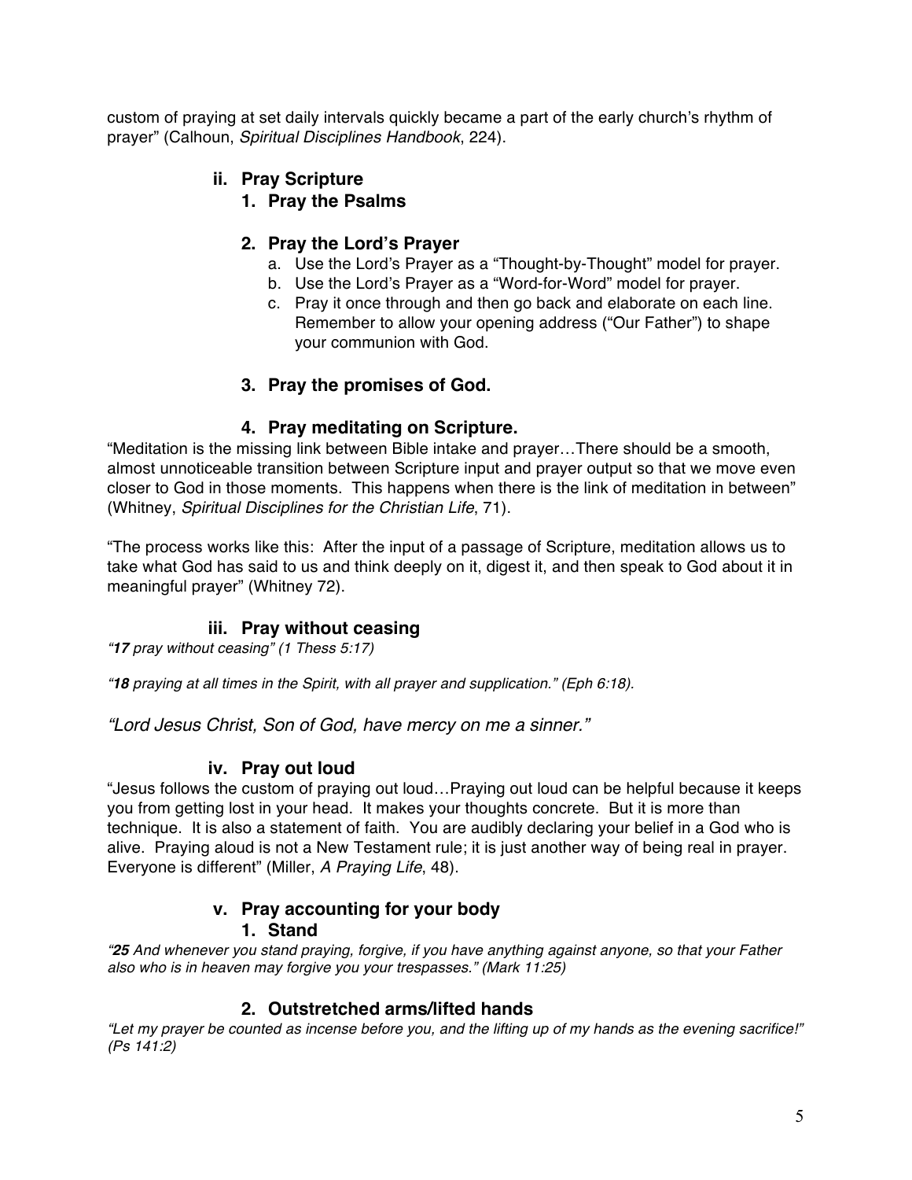custom of praying at set daily intervals quickly became a part of the early church's rhythm of prayer" (Calhoun, *Spiritual Disciplines Handbook*, 224).

### ii. Pray Scripture

#### 1. Pray the Psalms

#### 2. Pray the Lord's Prayer

a. Use the Lord's Prayer as a "Thought-by-Thought" model for prayer.
b. Use the Lord's Prayer as a "Word-for-Word" model for prayer.
c. Pray it once through and then go back and elaborate on each line. Remember to allow your opening address ("Our Father") to shape your communion with God.

#### 3. Pray the promises of God.

#### 4. Pray meditating on Scripture.

"Meditation is the missing link between Bible intake and prayer…There should be a smooth, almost unnoticeable transition between Scripture input and prayer output so that we move even closer to God in those moments. This happens when there is the link of meditation in between" (Whitney, *Spiritual Disciplines for the Christian Life*, 71).

"The process works like this: After the input of a passage of Scripture, meditation allows us to take what God has said to us and think deeply on it, digest it, and then speak to God about it in meaningful prayer" (Whitney 72).

### iii. Pray without ceasing

*"**17** pray without ceasing" (1 Thess 5:17)*

*"**18** praying at all times in the Spirit, with all prayer and supplication." (Eph 6:18).*

*"Lord Jesus Christ, Son of God, have mercy on me a sinner."*

### iv. Pray out loud

"Jesus follows the custom of praying out loud…Praying out loud can be helpful because it keeps you from getting lost in your head. It makes your thoughts concrete. But it is more than technique. It is also a statement of faith. You are audibly declaring your belief in a God who is alive. Praying aloud is not a New Testament rule; it is just another way of being real in prayer. Everyone is different" (Miller, *A Praying Life*, 48).

### v. Pray accounting for your body

#### 1. Stand

*"**25** And whenever you stand praying, forgive, if you have anything against anyone, so that your Father also who is in heaven may forgive you your trespasses." (Mark 11:25)*

#### 2. Outstretched arms/lifted hands

*"Let my prayer be counted as incense before you, and the lifting up of my hands as the evening sacrifice!" (Ps 141:2)*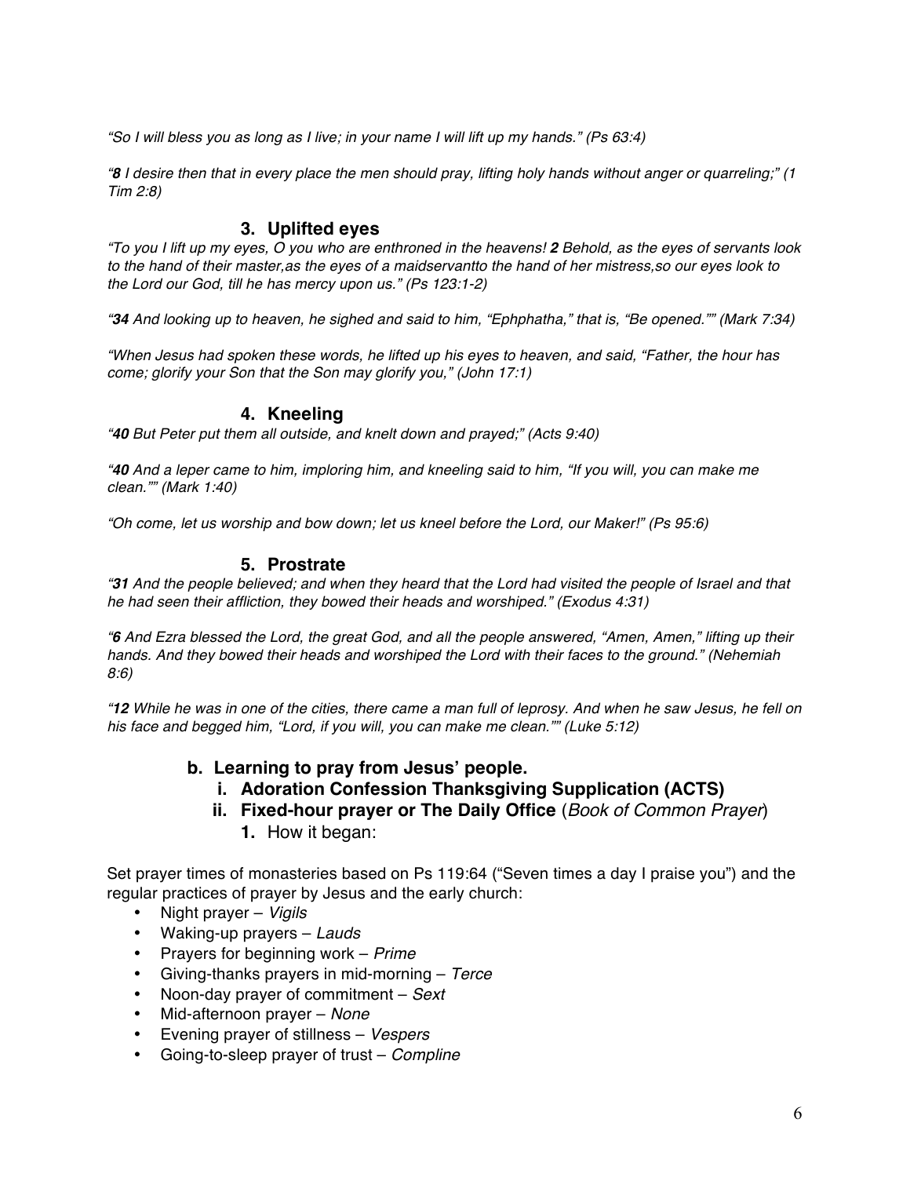*“So I will bless you as long as I live; in your name I will lift up my hands.” (Ps 63:4)*

*“**8** I desire then that in every place the men should pray, lifting holy hands without anger or quarreling;” (1 Tim 2:8)*

### 3. Uplifted eyes

*“To you I lift up my eyes, O you who are enthroned in the heavens! **2** Behold, as the eyes of servants look to the hand of their master,as the eyes of a maidservantto the hand of her mistress,so our eyes look to the Lord our God, till he has mercy upon us.” (Ps 123:1-2)*

*“**34** And looking up to heaven, he sighed and said to him, “Ephphatha,” that is, “Be opened.”” (Mark 7:34)*

*“When Jesus had spoken these words, he lifted up his eyes to heaven, and said, “Father, the hour has come; glorify your Son that the Son may glorify you,” (John 17:1)*

### 4. Kneeling

*“**40** But Peter put them all outside, and knelt down and prayed;” (Acts 9:40)*

*“**40** And a leper came to him, imploring him, and kneeling said to him, “If you will, you can make me clean.”” (Mark 1:40)*

*“Oh come, let us worship and bow down; let us kneel before the Lord, our Maker!” (Ps 95:6)*

### 5. Prostrate

*“**31** And the people believed; and when they heard that the Lord had visited the people of Israel and that he had seen their affliction, they bowed their heads and worshiped.” (Exodus 4:31)*

*“**6** And Ezra blessed the Lord, the great God, and all the people answered, “Amen, Amen,” lifting up their hands. And they bowed their heads and worshiped the Lord with their faces to the ground.” (Nehemiah 8:6)*

*“**12** While he was in one of the cities, there came a man full of leprosy. And when he saw Jesus, he fell on his face and begged him, “Lord, if you will, you can make me clean.”” (Luke 5:12)*

## b. Learning to pray from Jesus’ people.

### i. Adoration Confession Thanksgiving Supplication (ACTS)

### ii. Fixed-hour prayer or The Daily Office (*Book of Common Prayer*)

1. How it began:

Set prayer times of monasteries based on Ps 119:64 (“Seven times a day I praise you”) and the regular practices of prayer by Jesus and the early church:

- Night prayer – *Vigils*
- Waking-up prayers – *Lauds*
- Prayers for beginning work – *Prime*
- Giving-thanks prayers in mid-morning – *Terce*
- Noon-day prayer of commitment – *Sext*
- Mid-afternoon prayer – *None*
- Evening prayer of stillness – *Vespers*
- Going-to-sleep prayer of trust – *Compline*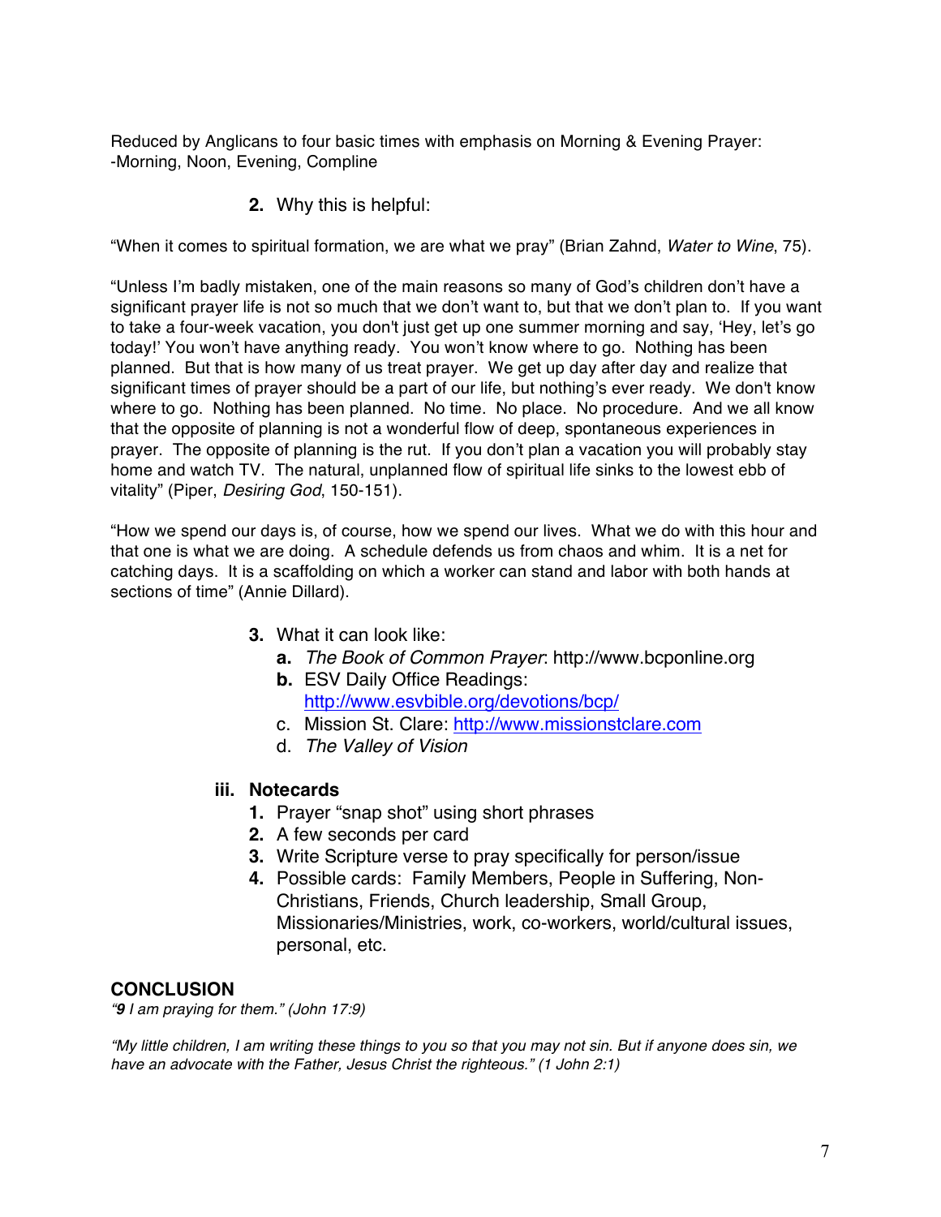Reduced by Anglicans to four basic times with emphasis on Morning & Evening Prayer:
-Morning, Noon, Evening, Compline

2. Why this is helpful:

"When it comes to spiritual formation, we are what we pray" (Brian Zahnd, *Water to Wine*, 75).

"Unless I'm badly mistaken, one of the main reasons so many of God's children don't have a significant prayer life is not so much that we don't want to, but that we don't plan to. If you want to take a four-week vacation, you don't just get up one summer morning and say, 'Hey, let's go today!' You won't have anything ready. You won't know where to go. Nothing has been planned. But that is how many of us treat prayer. We get up day after day and realize that significant times of prayer should be a part of our life, but nothing's ever ready. We don't know where to go. Nothing has been planned. No time. No place. No procedure. And we all know that the opposite of planning is not a wonderful flow of deep, spontaneous experiences in prayer. The opposite of planning is the rut. If you don't plan a vacation you will probably stay home and watch TV. The natural, unplanned flow of spiritual life sinks to the lowest ebb of vitality" (Piper, *Desiring God*, 150-151).

"How we spend our days is, of course, how we spend our lives. What we do with this hour and that one is what we are doing. A schedule defends us from chaos and whim. It is a net for catching days. It is a scaffolding on which a worker can stand and labor with both hands at sections of time" (Annie Dillard).

3. What it can look like:
   - **a.** *The Book of Common Prayer*: http://www.bcponline.org
   - **b.** ESV Daily Office Readings: http://www.esvbible.org/devotions/bcp/
   - c. Mission St. Clare: http://www.missionstclare.com
   - d. *The Valley of Vision*

**iii. Notecards**

1. Prayer "snap shot" using short phrases
2. A few seconds per card
3. Write Scripture verse to pray specifically for person/issue
4. Possible cards: Family Members, People in Suffering, Non-Christians, Friends, Church leadership, Small Group, Missionaries/Ministries, work, co-workers, world/cultural issues, personal, etc.

## CONCLUSION

*"**9** I am praying for them." (John 17:9)*

*"My little children, I am writing these things to you so that you may not sin. But if anyone does sin, we have an advocate with the Father, Jesus Christ the righteous." (1 John 2:1)*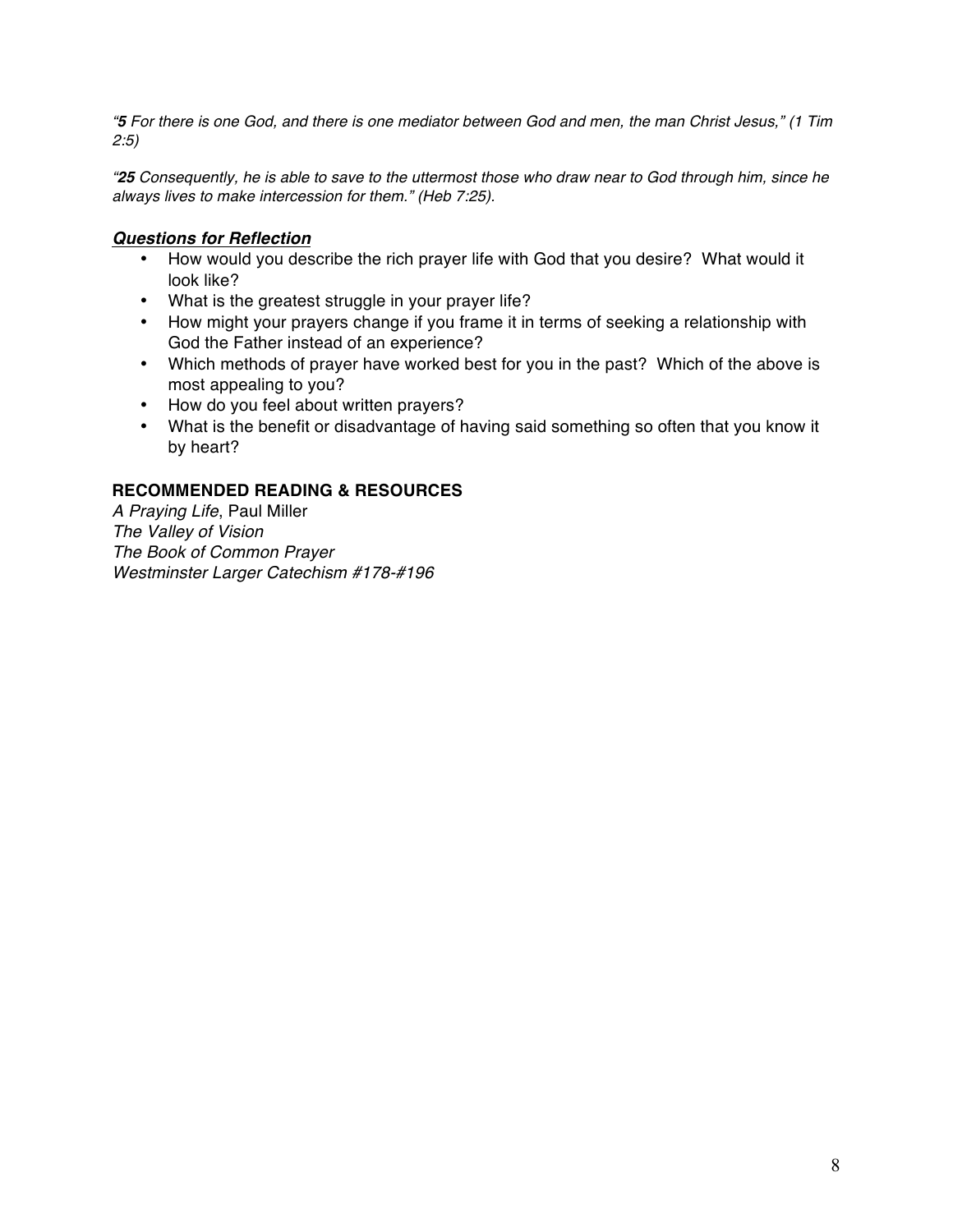*"**5** For there is one God, and there is one mediator between God and men, the man Christ Jesus," (1 Tim 2:5)*

*"**25** Consequently, he is able to save to the uttermost those who draw near to God through him, since he always lives to make intercession for them." (Heb 7:25).*

***Questions for Reflection***

- How would you describe the rich prayer life with God that you desire? What would it look like?
- What is the greatest struggle in your prayer life?
- How might your prayers change if you frame it in terms of seeking a relationship with God the Father instead of an experience?
- Which methods of prayer have worked best for you in the past? Which of the above is most appealing to you?
- How do you feel about written prayers?
- What is the benefit or disadvantage of having said something so often that you know it by heart?

**RECOMMENDED READING & RESOURCES**

*A Praying Life*, Paul Miller
*The Valley of Vision*
*The Book of Common Prayer*
*Westminster Larger Catechism #178-#196*